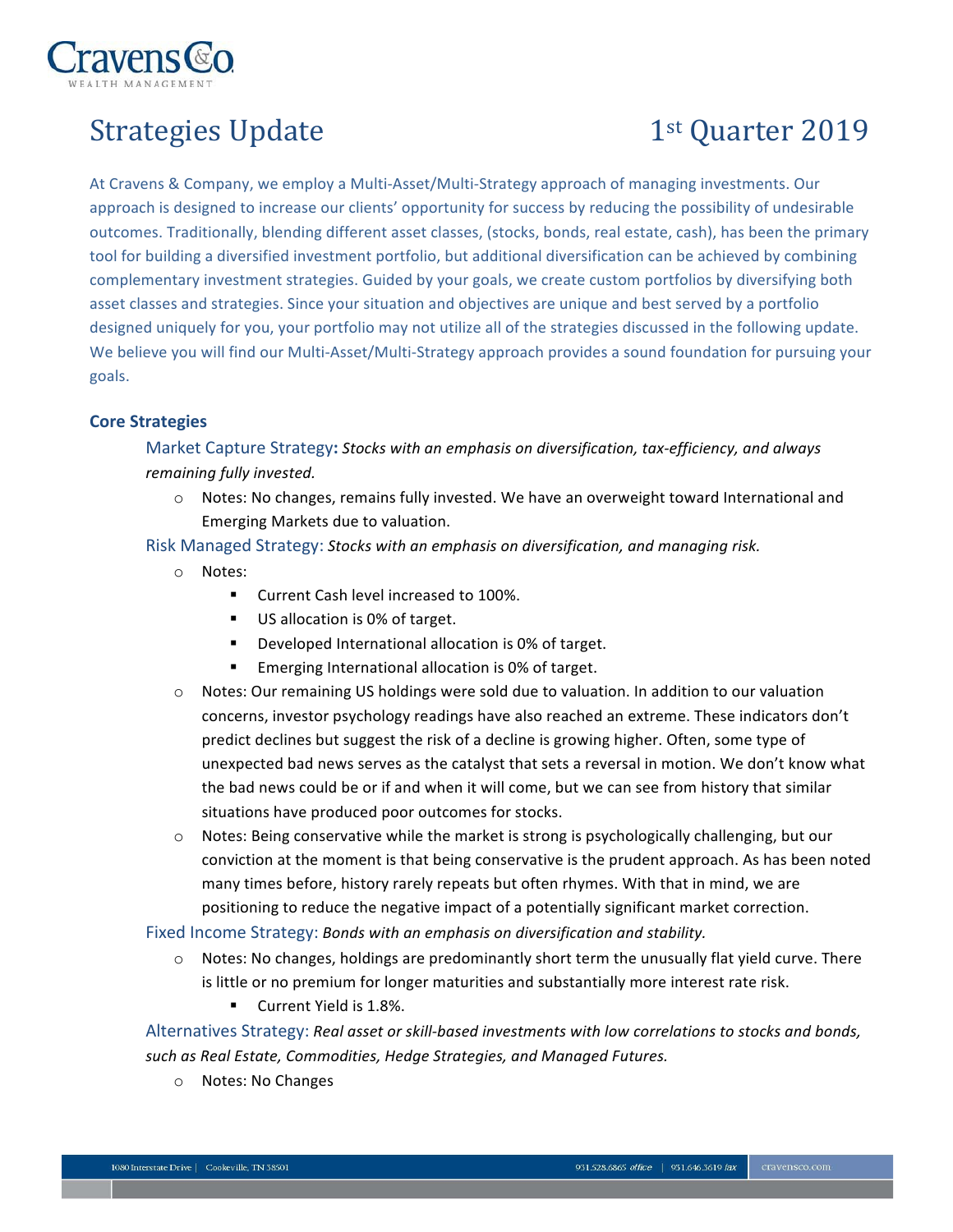Cravens & Co.
WEALTH MANAGEMENT

# Strategies Update — 1st Quarter 2019

At Cravens & Company, we employ a Multi-Asset/Multi-Strategy approach of managing investments. Our approach is designed to increase our clients' opportunity for success by reducing the possibility of undesirable outcomes. Traditionally, blending different asset classes, (stocks, bonds, real estate, cash), has been the primary tool for building a diversified investment portfolio, but additional diversification can be achieved by combining complementary investment strategies. Guided by your goals, we create custom portfolios by diversifying both asset classes and strategies. Since your situation and objectives are unique and best served by a portfolio designed uniquely for you, your portfolio may not utilize all of the strategies discussed in the following update. We believe you will find our Multi-Asset/Multi-Strategy approach provides a sound foundation for pursuing your goals.

## Core Strategies

Market Capture Strategy**:** *Stocks with an emphasis on diversification, tax-efficiency, and always remaining fully invested.*

- Notes: No changes, remains fully invested. We have an overweight toward International and Emerging Markets due to valuation.

Risk Managed Strategy: *Stocks with an emphasis on diversification, and managing risk.*

- Notes:
  - Current Cash level increased to 100%.
  - US allocation is 0% of target.
  - Developed International allocation is 0% of target.
  - Emerging International allocation is 0% of target.
- Notes: Our remaining US holdings were sold due to valuation. In addition to our valuation concerns, investor psychology readings have also reached an extreme. These indicators don't predict declines but suggest the risk of a decline is growing higher. Often, some type of unexpected bad news serves as the catalyst that sets a reversal in motion. We don't know what the bad news could be or if and when it will come, but we can see from history that similar situations have produced poor outcomes for stocks.
- Notes: Being conservative while the market is strong is psychologically challenging, but our conviction at the moment is that being conservative is the prudent approach. As has been noted many times before, history rarely repeats but often rhymes. With that in mind, we are positioning to reduce the negative impact of a potentially significant market correction.

Fixed Income Strategy: *Bonds with an emphasis on diversification and stability.*

- Notes: No changes, holdings are predominantly short term the unusually flat yield curve. There is little or no premium for longer maturities and substantially more interest rate risk.
  - Current Yield is 1.8%.

Alternatives Strategy: *Real asset or skill-based investments with low correlations to stocks and bonds, such as Real Estate, Commodities, Hedge Strategies, and Managed Futures.*

- Notes: No Changes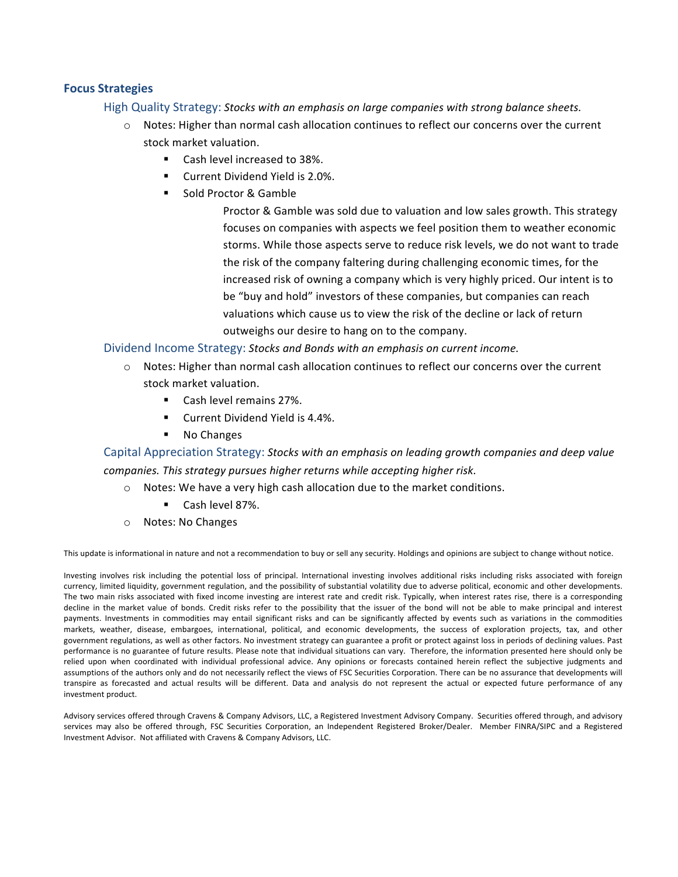## Focus Strategies

High Quality Strategy: *Stocks with an emphasis on large companies with strong balance sheets.*

- Notes: Higher than normal cash allocation continues to reflect our concerns over the current stock market valuation.
  - Cash level increased to 38%.
  - Current Dividend Yield is 2.0%.
  - Sold Proctor & Gamble

    Proctor & Gamble was sold due to valuation and low sales growth. This strategy focuses on companies with aspects we feel position them to weather economic storms. While those aspects serve to reduce risk levels, we do not want to trade the risk of the company faltering during challenging economic times, for the increased risk of owning a company which is very highly priced. Our intent is to be "buy and hold" investors of these companies, but companies can reach valuations which cause us to view the risk of the decline or lack of return outweighs our desire to hang on to the company.

Dividend Income Strategy: *Stocks and Bonds with an emphasis on current income.*

- Notes: Higher than normal cash allocation continues to reflect our concerns over the current stock market valuation.
  - Cash level remains 27%.
  - Current Dividend Yield is 4.4%.
  - No Changes

Capital Appreciation Strategy: *Stocks with an emphasis on leading growth companies and deep value companies. This strategy pursues higher returns while accepting higher risk.*

- Notes: We have a very high cash allocation due to the market conditions.
  - Cash level 87%.
- Notes: No Changes

This update is informational in nature and not a recommendation to buy or sell any security. Holdings and opinions are subject to change without notice.

Investing involves risk including the potential loss of principal. International investing involves additional risks including risks associated with foreign currency, limited liquidity, government regulation, and the possibility of substantial volatility due to adverse political, economic and other developments. The two main risks associated with fixed income investing are interest rate and credit risk. Typically, when interest rates rise, there is a corresponding decline in the market value of bonds. Credit risks refer to the possibility that the issuer of the bond will not be able to make principal and interest payments. Investments in commodities may entail significant risks and can be significantly affected by events such as variations in the commodities markets, weather, disease, embargoes, international, political, and economic developments, the success of exploration projects, tax, and other government regulations, as well as other factors. No investment strategy can guarantee a profit or protect against loss in periods of declining values. Past performance is no guarantee of future results. Please note that individual situations can vary. Therefore, the information presented here should only be relied upon when coordinated with individual professional advice. Any opinions or forecasts contained herein reflect the subjective judgments and assumptions of the authors only and do not necessarily reflect the views of FSC Securities Corporation. There can be no assurance that developments will transpire as forecasted and actual results will be different. Data and analysis do not represent the actual or expected future performance of any investment product.

Advisory services offered through Cravens & Company Advisors, LLC, a Registered Investment Advisory Company. Securities offered through, and advisory services may also be offered through, FSC Securities Corporation, an Independent Registered Broker/Dealer. Member FINRA/SIPC and a Registered Investment Advisor. Not affiliated with Cravens & Company Advisors, LLC.